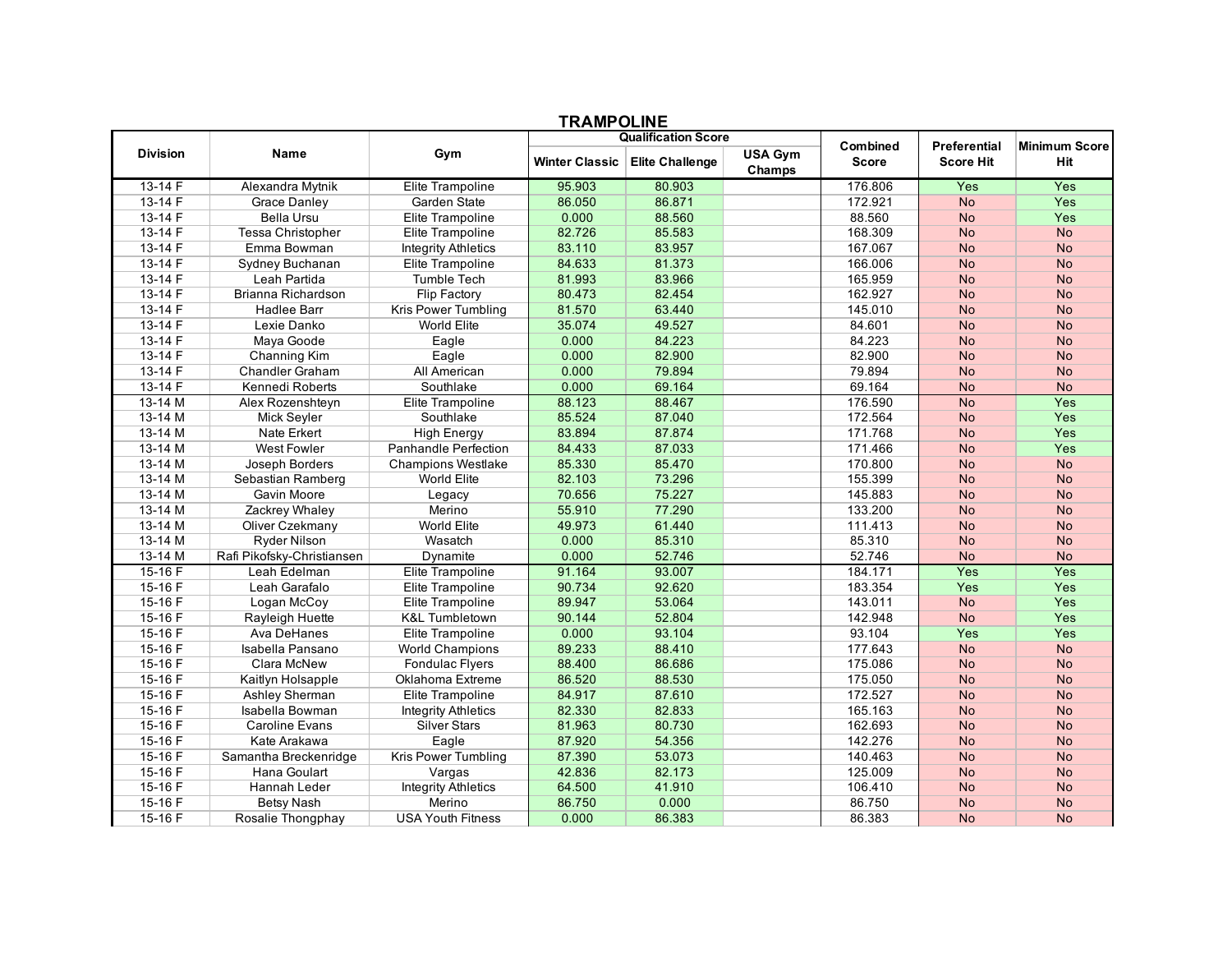# TRAMPOLINE

| Division | Name | Gym | Qualification Score | | | Combined Score | Preferential Score Hit | Minimum Score Hit |
|---|---|---|---|---|---|---|---|---|
| | | | Winter Classic | Elite Challenge | USA Gym Champs | | | |
| 13-14 F | Alexandra Mytnik | Elite Trampoline | 95.903 | 80.903 | | 176.806 | Yes | Yes |
| 13-14 F | Grace Danley | Garden State | 86.050 | 86.871 | | 172.921 | No | Yes |
| 13-14 F | Bella Ursu | Elite Trampoline | 0.000 | 88.560 | | 88.560 | No | Yes |
| 13-14 F | Tessa Christopher | Elite Trampoline | 82.726 | 85.583 | | 168.309 | No | No |
| 13-14 F | Emma Bowman | Integrity Athletics | 83.110 | 83.957 | | 167.067 | No | No |
| 13-14 F | Sydney Buchanan | Elite Trampoline | 84.633 | 81.373 | | 166.006 | No | No |
| 13-14 F | Leah Partida | Tumble Tech | 81.993 | 83.966 | | 165.959 | No | No |
| 13-14 F | Brianna Richardson | Flip Factory | 80.473 | 82.454 | | 162.927 | No | No |
| 13-14 F | Hadlee Barr | Kris Power Tumbling | 81.570 | 63.440 | | 145.010 | No | No |
| 13-14 F | Lexie Danko | World Elite | 35.074 | 49.527 | | 84.601 | No | No |
| 13-14 F | Maya Goode | Eagle | 0.000 | 84.223 | | 84.223 | No | No |
| 13-14 F | Channing Kim | Eagle | 0.000 | 82.900 | | 82.900 | No | No |
| 13-14 F | Chandler Graham | All American | 0.000 | 79.894 | | 79.894 | No | No |
| 13-14 F | Kennedi Roberts | Southlake | 0.000 | 69.164 | | 69.164 | No | No |
| 13-14 M | Alex Rozenshteyn | Elite Trampoline | 88.123 | 88.467 | | 176.590 | No | Yes |
| 13-14 M | Mick Seyler | Southlake | 85.524 | 87.040 | | 172.564 | No | Yes |
| 13-14 M | Nate Erkert | High Energy | 83.894 | 87.874 | | 171.768 | No | Yes |
| 13-14 M | West Fowler | Panhandle Perfection | 84.433 | 87.033 | | 171.466 | No | Yes |
| 13-14 M | Joseph Borders | Champions Westlake | 85.330 | 85.470 | | 170.800 | No | No |
| 13-14 M | Sebastian Ramberg | World Elite | 82.103 | 73.296 | | 155.399 | No | No |
| 13-14 M | Gavin Moore | Legacy | 70.656 | 75.227 | | 145.883 | No | No |
| 13-14 M | Zackrey Whaley | Merino | 55.910 | 77.290 | | 133.200 | No | No |
| 13-14 M | Oliver Czekmany | World Elite | 49.973 | 61.440 | | 111.413 | No | No |
| 13-14 M | Ryder Nilson | Wasatch | 0.000 | 85.310 | | 85.310 | No | No |
| 13-14 M | Rafi Pikofsky-Christiansen | Dynamite | 0.000 | 52.746 | | 52.746 | No | No |
| 15-16 F | Leah Edelman | Elite Trampoline | 91.164 | 93.007 | | 184.171 | Yes | Yes |
| 15-16 F | Leah Garafalo | Elite Trampoline | 90.734 | 92.620 | | 183.354 | Yes | Yes |
| 15-16 F | Logan McCoy | Elite Trampoline | 89.947 | 53.064 | | 143.011 | No | Yes |
| 15-16 F | Rayleigh Huette | K&L Tumbletown | 90.144 | 52.804 | | 142.948 | No | Yes |
| 15-16 F | Ava DeHanes | Elite Trampoline | 0.000 | 93.104 | | 93.104 | Yes | Yes |
| 15-16 F | Isabella Pansano | World Champions | 89.233 | 88.410 | | 177.643 | No | No |
| 15-16 F | Clara McNew | Fondulac Flyers | 88.400 | 86.686 | | 175.086 | No | No |
| 15-16 F | Kaitlyn Holsapple | Oklahoma Extreme | 86.520 | 88.530 | | 175.050 | No | No |
| 15-16 F | Ashley Sherman | Elite Trampoline | 84.917 | 87.610 | | 172.527 | No | No |
| 15-16 F | Isabella Bowman | Integrity Athletics | 82.330 | 82.833 | | 165.163 | No | No |
| 15-16 F | Caroline Evans | Silver Stars | 81.963 | 80.730 | | 162.693 | No | No |
| 15-16 F | Kate Arakawa | Eagle | 87.920 | 54.356 | | 142.276 | No | No |
| 15-16 F | Samantha Breckenridge | Kris Power Tumbling | 87.390 | 53.073 | | 140.463 | No | No |
| 15-16 F | Hana Goulart | Vargas | 42.836 | 82.173 | | 125.009 | No | No |
| 15-16 F | Hannah Leder | Integrity Athletics | 64.500 | 41.910 | | 106.410 | No | No |
| 15-16 F | Betsy Nash | Merino | 86.750 | 0.000 | | 86.750 | No | No |
| 15-16 F | Rosalie Thongphay | USA Youth Fitness | 0.000 | 86.383 | | 86.383 | No | No |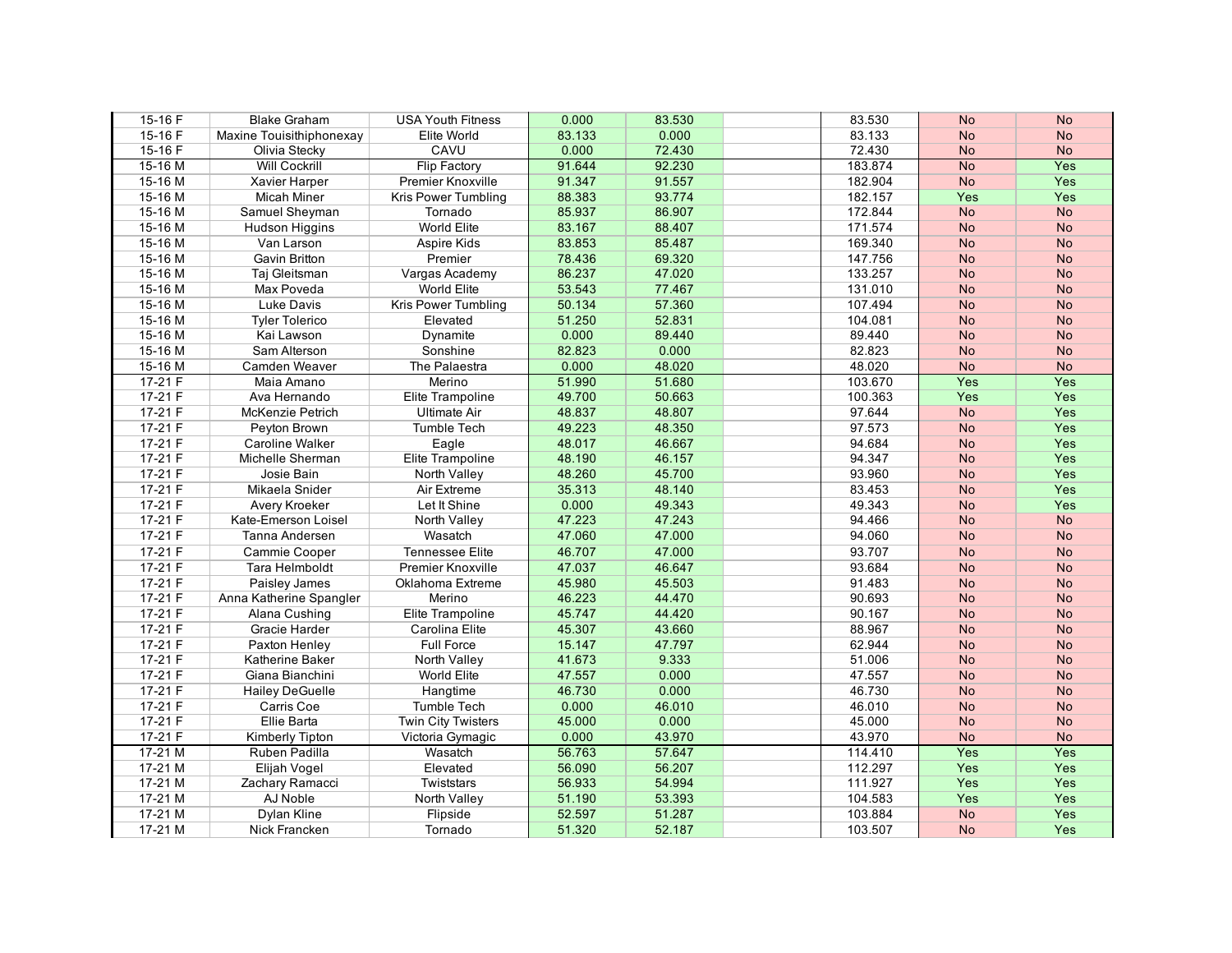| | | | | | | | | |
|---|---|---|---|---|---|---|---|---|
| 15-16 F | Blake Graham | USA Youth Fitness | 0.000 | 83.530 | | 83.530 | No | No |
| 15-16 F | Maxine Touisithiphonexay | Elite World | 83.133 | 0.000 | | 83.133 | No | No |
| 15-16 F | Olivia Stecky | CAVU | 0.000 | 72.430 | | 72.430 | No | No |
| 15-16 M | Will Cockrill | Flip Factory | 91.644 | 92.230 | | 183.874 | No | Yes |
| 15-16 M | Xavier Harper | Premier Knoxville | 91.347 | 91.557 | | 182.904 | No | Yes |
| 15-16 M | Micah Miner | Kris Power Tumbling | 88.383 | 93.774 | | 182.157 | Yes | Yes |
| 15-16 M | Samuel Sheyman | Tornado | 85.937 | 86.907 | | 172.844 | No | No |
| 15-16 M | Hudson Higgins | World Elite | 83.167 | 88.407 | | 171.574 | No | No |
| 15-16 M | Van Larson | Aspire Kids | 83.853 | 85.487 | | 169.340 | No | No |
| 15-16 M | Gavin Britton | Premier | 78.436 | 69.320 | | 147.756 | No | No |
| 15-16 M | Taj Gleitsman | Vargas Academy | 86.237 | 47.020 | | 133.257 | No | No |
| 15-16 M | Max Poveda | World Elite | 53.543 | 77.467 | | 131.010 | No | No |
| 15-16 M | Luke Davis | Kris Power Tumbling | 50.134 | 57.360 | | 107.494 | No | No |
| 15-16 M | Tyler Tolerico | Elevated | 51.250 | 52.831 | | 104.081 | No | No |
| 15-16 M | Kai Lawson | Dynamite | 0.000 | 89.440 | | 89.440 | No | No |
| 15-16 M | Sam Alterson | Sonshine | 82.823 | 0.000 | | 82.823 | No | No |
| 15-16 M | Camden Weaver | The Palaestra | 0.000 | 48.020 | | 48.020 | No | No |
| 17-21 F | Maia Amano | Merino | 51.990 | 51.680 | | 103.670 | Yes | Yes |
| 17-21 F | Ava Hernando | Elite Trampoline | 49.700 | 50.663 | | 100.363 | Yes | Yes |
| 17-21 F | McKenzie Petrich | Ultimate Air | 48.837 | 48.807 | | 97.644 | No | Yes |
| 17-21 F | Peyton Brown | Tumble Tech | 49.223 | 48.350 | | 97.573 | No | Yes |
| 17-21 F | Caroline Walker | Eagle | 48.017 | 46.667 | | 94.684 | No | Yes |
| 17-21 F | Michelle Sherman | Elite Trampoline | 48.190 | 46.157 | | 94.347 | No | Yes |
| 17-21 F | Josie Bain | North Valley | 48.260 | 45.700 | | 93.960 | No | Yes |
| 17-21 F | Mikaela Snider | Air Extreme | 35.313 | 48.140 | | 83.453 | No | Yes |
| 17-21 F | Avery Kroeker | Let It Shine | 0.000 | 49.343 | | 49.343 | No | Yes |
| 17-21 F | Kate-Emerson Loisel | North Valley | 47.223 | 47.243 | | 94.466 | No | No |
| 17-21 F | Tanna Andersen | Wasatch | 47.060 | 47.000 | | 94.060 | No | No |
| 17-21 F | Cammie Cooper | Tennessee Elite | 46.707 | 47.000 | | 93.707 | No | No |
| 17-21 F | Tara Helmboldt | Premier Knoxville | 47.037 | 46.647 | | 93.684 | No | No |
| 17-21 F | Paisley James | Oklahoma Extreme | 45.980 | 45.503 | | 91.483 | No | No |
| 17-21 F | Anna Katherine Spangler | Merino | 46.223 | 44.470 | | 90.693 | No | No |
| 17-21 F | Alana Cushing | Elite Trampoline | 45.747 | 44.420 | | 90.167 | No | No |
| 17-21 F | Gracie Harder | Carolina Elite | 45.307 | 43.660 | | 88.967 | No | No |
| 17-21 F | Paxton Henley | Full Force | 15.147 | 47.797 | | 62.944 | No | No |
| 17-21 F | Katherine Baker | North Valley | 41.673 | 9.333 | | 51.006 | No | No |
| 17-21 F | Giana Bianchini | World Elite | 47.557 | 0.000 | | 47.557 | No | No |
| 17-21 F | Hailey DeGuelle | Hangtime | 46.730 | 0.000 | | 46.730 | No | No |
| 17-21 F | Carris Coe | Tumble Tech | 0.000 | 46.010 | | 46.010 | No | No |
| 17-21 F | Ellie Barta | Twin City Twisters | 45.000 | 0.000 | | 45.000 | No | No |
| 17-21 F | Kimberly Tipton | Victoria Gymagic | 0.000 | 43.970 | | 43.970 | No | No |
| 17-21 M | Ruben Padilla | Wasatch | 56.763 | 57.647 | | 114.410 | Yes | Yes |
| 17-21 M | Elijah Vogel | Elevated | 56.090 | 56.207 | | 112.297 | Yes | Yes |
| 17-21 M | Zachary Ramacci | Twiststars | 56.933 | 54.994 | | 111.927 | Yes | Yes |
| 17-21 M | AJ Noble | North Valley | 51.190 | 53.393 | | 104.583 | Yes | Yes |
| 17-21 M | Dylan Kline | Flipside | 52.597 | 51.287 | | 103.884 | No | Yes |
| 17-21 M | Nick Francken | Tornado | 51.320 | 52.187 | | 103.507 | No | Yes |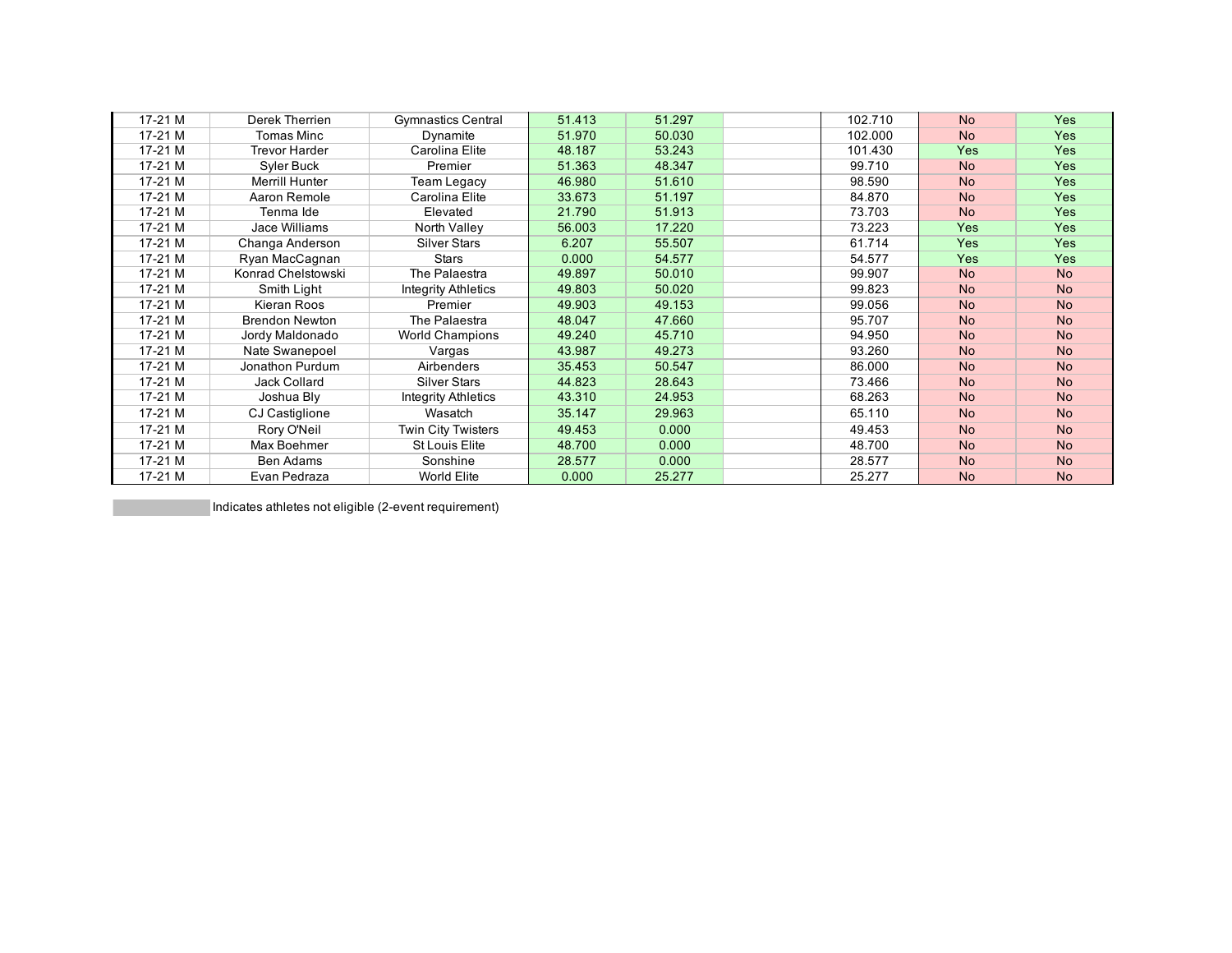| | | | | | | | | |
|---|---|---|---|---|---|---|---|---|
| 17-21 M | Derek Therrien | Gymnastics Central | 51.413 | 51.297 | | 102.710 | No | Yes |
| 17-21 M | Tomas Minc | Dynamite | 51.970 | 50.030 | | 102.000 | No | Yes |
| 17-21 M | Trevor Harder | Carolina Elite | 48.187 | 53.243 | | 101.430 | Yes | Yes |
| 17-21 M | Syler Buck | Premier | 51.363 | 48.347 | | 99.710 | No | Yes |
| 17-21 M | Merrill Hunter | Team Legacy | 46.980 | 51.610 | | 98.590 | No | Yes |
| 17-21 M | Aaron Remole | Carolina Elite | 33.673 | 51.197 | | 84.870 | No | Yes |
| 17-21 M | Tenma Ide | Elevated | 21.790 | 51.913 | | 73.703 | No | Yes |
| 17-21 M | Jace Williams | North Valley | 56.003 | 17.220 | | 73.223 | Yes | Yes |
| 17-21 M | Changa Anderson | Silver Stars | 6.207 | 55.507 | | 61.714 | Yes | Yes |
| 17-21 M | Ryan MacCagnan | Stars | 0.000 | 54.577 | | 54.577 | Yes | Yes |
| 17-21 M | Konrad Chelstowski | The Palaestra | 49.897 | 50.010 | | 99.907 | No | No |
| 17-21 M | Smith Light | Integrity Athletics | 49.803 | 50.020 | | 99.823 | No | No |
| 17-21 M | Kieran Roos | Premier | 49.903 | 49.153 | | 99.056 | No | No |
| 17-21 M | Brendon Newton | The Palaestra | 48.047 | 47.660 | | 95.707 | No | No |
| 17-21 M | Jordy Maldonado | World Champions | 49.240 | 45.710 | | 94.950 | No | No |
| 17-21 M | Nate Swanepoel | Vargas | 43.987 | 49.273 | | 93.260 | No | No |
| 17-21 M | Jonathon Purdum | Airbenders | 35.453 | 50.547 | | 86.000 | No | No |
| 17-21 M | Jack Collard | Silver Stars | 44.823 | 28.643 | | 73.466 | No | No |
| 17-21 M | Joshua Bly | Integrity Athletics | 43.310 | 24.953 | | 68.263 | No | No |
| 17-21 M | CJ Castiglione | Wasatch | 35.147 | 29.963 | | 65.110 | No | No |
| 17-21 M | Rory O'Neil | Twin City Twisters | 49.453 | 0.000 | | 49.453 | No | No |
| 17-21 M | Max Boehmer | St Louis Elite | 48.700 | 0.000 | | 48.700 | No | No |
| 17-21 M | Ben Adams | Sonshine | 28.577 | 0.000 | | 28.577 | No | No |
| 17-21 M | Evan Pedraza | World Elite | 0.000 | 25.277 | | 25.277 | No | No |

Indicates athletes not eligible (2-event requirement)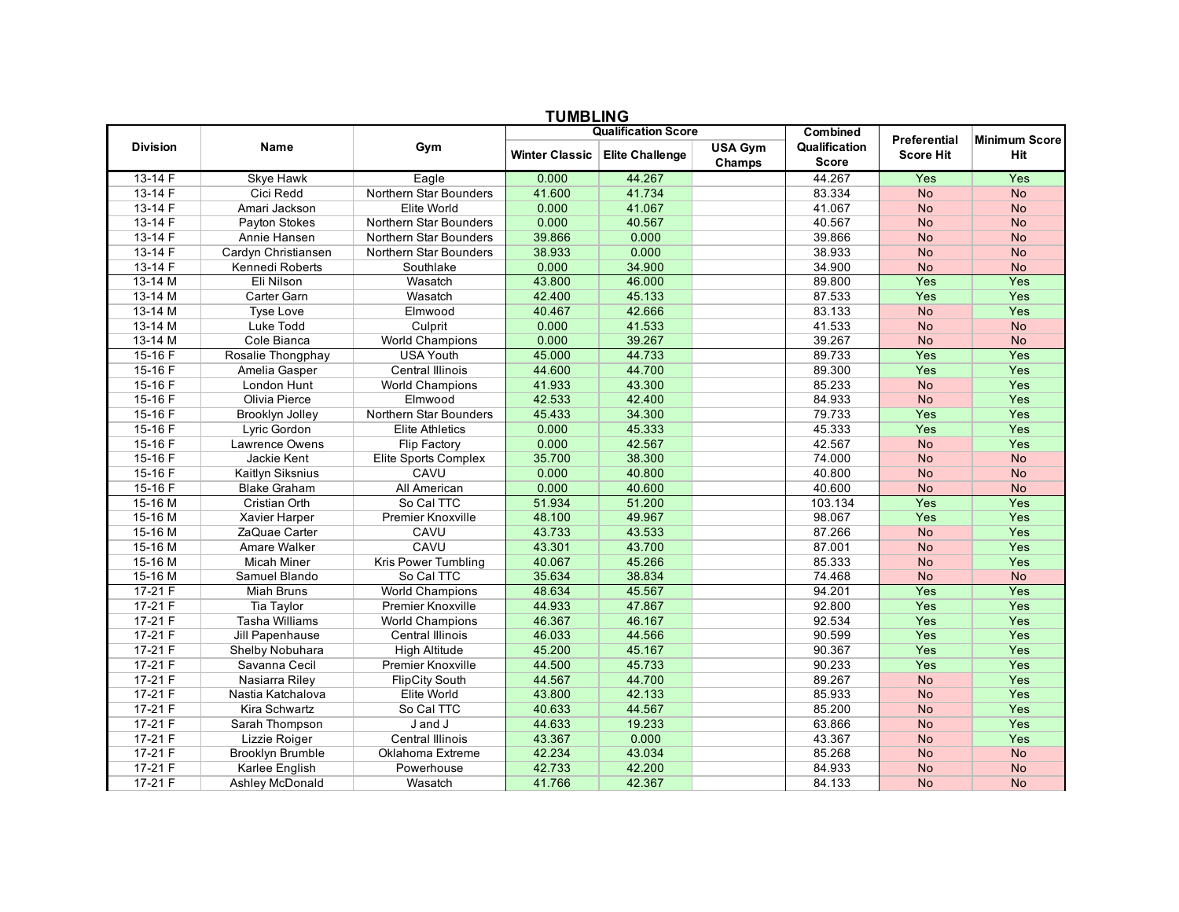## TUMBLING

| Division | Name | Gym | Qualification Score | | | Combined Qualification Score | Preferential Score Hit | Minimum Score Hit |
|---|---|---|---|---|---|---|---|---|
| | | | Winter Classic | Elite Challenge | USA Gym Champs | | | |
| 13-14 F | Skye Hawk | Eagle | 0.000 | 44.267 | | 44.267 | Yes | Yes |
| 13-14 F | Cici Redd | Northern Star Bounders | 41.600 | 41.734 | | 83.334 | No | No |
| 13-14 F | Amari Jackson | Elite World | 0.000 | 41.067 | | 41.067 | No | No |
| 13-14 F | Payton Stokes | Northern Star Bounders | 0.000 | 40.567 | | 40.567 | No | No |
| 13-14 F | Annie Hansen | Northern Star Bounders | 39.866 | 0.000 | | 39.866 | No | No |
| 13-14 F | Cardyn Christiansen | Northern Star Bounders | 38.933 | 0.000 | | 38.933 | No | No |
| 13-14 F | Kennedi Roberts | Southlake | 0.000 | 34.900 | | 34.900 | No | No |
| 13-14 M | Eli Nilson | Wasatch | 43.800 | 46.000 | | 89.800 | Yes | Yes |
| 13-14 M | Carter Garn | Wasatch | 42.400 | 45.133 | | 87.533 | Yes | Yes |
| 13-14 M | Tyse Love | Elmwood | 40.467 | 42.666 | | 83.133 | No | Yes |
| 13-14 M | Luke Todd | Culprit | 0.000 | 41.533 | | 41.533 | No | No |
| 13-14 M | Cole Bianca | World Champions | 0.000 | 39.267 | | 39.267 | No | No |
| 15-16 F | Rosalie Thongphay | USA Youth | 45.000 | 44.733 | | 89.733 | Yes | Yes |
| 15-16 F | Amelia Gasper | Central Illinois | 44.600 | 44.700 | | 89.300 | Yes | Yes |
| 15-16 F | London Hunt | World Champions | 41.933 | 43.300 | | 85.233 | No | Yes |
| 15-16 F | Olivia Pierce | Elmwood | 42.533 | 42.400 | | 84.933 | No | Yes |
| 15-16 F | Brooklyn Jolley | Northern Star Bounders | 45.433 | 34.300 | | 79.733 | Yes | Yes |
| 15-16 F | Lyric Gordon | Elite Athletics | 0.000 | 45.333 | | 45.333 | Yes | Yes |
| 15-16 F | Lawrence Owens | Flip Factory | 0.000 | 42.567 | | 42.567 | No | Yes |
| 15-16 F | Jackie Kent | Elite Sports Complex | 35.700 | 38.300 | | 74.000 | No | No |
| 15-16 F | Kaitlyn Siksnius | CAVU | 0.000 | 40.800 | | 40.800 | No | No |
| 15-16 F | Blake Graham | All American | 0.000 | 40.600 | | 40.600 | No | No |
| 15-16 M | Cristian Orth | So Cal TTC | 51.934 | 51.200 | | 103.134 | Yes | Yes |
| 15-16 M | Xavier Harper | Premier Knoxville | 48.100 | 49.967 | | 98.067 | Yes | Yes |
| 15-16 M | ZaQuae Carter | CAVU | 43.733 | 43.533 | | 87.266 | No | Yes |
| 15-16 M | Amare Walker | CAVU | 43.301 | 43.700 | | 87.001 | No | Yes |
| 15-16 M | Micah Miner | Kris Power Tumbling | 40.067 | 45.266 | | 85.333 | No | Yes |
| 15-16 M | Samuel Blando | So Cal TTC | 35.634 | 38.834 | | 74.468 | No | No |
| 17-21 F | Miah Bruns | World Champions | 48.634 | 45.567 | | 94.201 | Yes | Yes |
| 17-21 F | Tia Taylor | Premier Knoxville | 44.933 | 47.867 | | 92.800 | Yes | Yes |
| 17-21 F | Tasha Williams | World Champions | 46.367 | 46.167 | | 92.534 | Yes | Yes |
| 17-21 F | Jill Papenhause | Central Illinois | 46.033 | 44.566 | | 90.599 | Yes | Yes |
| 17-21 F | Shelby Nobuhara | High Altitude | 45.200 | 45.167 | | 90.367 | Yes | Yes |
| 17-21 F | Savanna Cecil | Premier Knoxville | 44.500 | 45.733 | | 90.233 | Yes | Yes |
| 17-21 F | Nasiarra Riley | FlipCity South | 44.567 | 44.700 | | 89.267 | No | Yes |
| 17-21 F | Nastia Katchalova | Elite World | 43.800 | 42.133 | | 85.933 | No | Yes |
| 17-21 F | Kira Schwartz | So Cal TTC | 40.633 | 44.567 | | 85.200 | No | Yes |
| 17-21 F | Sarah Thompson | J and J | 44.633 | 19.233 | | 63.866 | No | Yes |
| 17-21 F | Lizzie Roiger | Central Illinois | 43.367 | 0.000 | | 43.367 | No | Yes |
| 17-21 F | Brooklyn Brumble | Oklahoma Extreme | 42.234 | 43.034 | | 85.268 | No | No |
| 17-21 F | Karlee English | Powerhouse | 42.733 | 42.200 | | 84.933 | No | No |
| 17-21 F | Ashley McDonald | Wasatch | 41.766 | 42.367 | | 84.133 | No | No |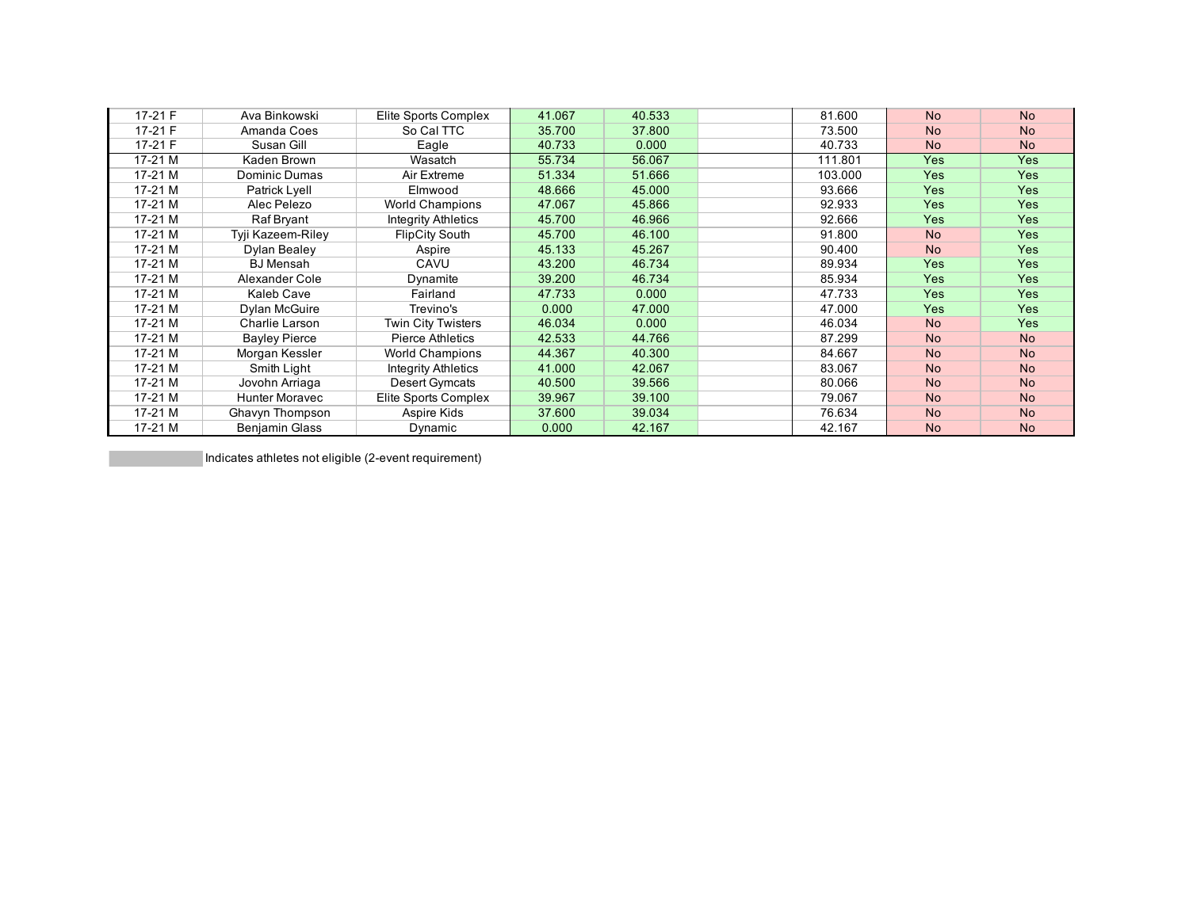| | | | | | | | | |
|---|---|---|---|---|---|---|---|---|
| 17-21 F | Ava Binkowski | Elite Sports Complex | 41.067 | 40.533 | | 81.600 | No | No |
| 17-21 F | Amanda Coes | So Cal TTC | 35.700 | 37.800 | | 73.500 | No | No |
| 17-21 F | Susan Gill | Eagle | 40.733 | 0.000 | | 40.733 | No | No |
| 17-21 M | Kaden Brown | Wasatch | 55.734 | 56.067 | | 111.801 | Yes | Yes |
| 17-21 M | Dominic Dumas | Air Extreme | 51.334 | 51.666 | | 103.000 | Yes | Yes |
| 17-21 M | Patrick Lyell | Elmwood | 48.666 | 45.000 | | 93.666 | Yes | Yes |
| 17-21 M | Alec Pelezo | World Champions | 47.067 | 45.866 | | 92.933 | Yes | Yes |
| 17-21 M | Raf Bryant | Integrity Athletics | 45.700 | 46.966 | | 92.666 | Yes | Yes |
| 17-21 M | Tyji Kazeem-Riley | FlipCity South | 45.700 | 46.100 | | 91.800 | No | Yes |
| 17-21 M | Dylan Bealey | Aspire | 45.133 | 45.267 | | 90.400 | No | Yes |
| 17-21 M | BJ Mensah | CAVU | 43.200 | 46.734 | | 89.934 | Yes | Yes |
| 17-21 M | Alexander Cole | Dynamite | 39.200 | 46.734 | | 85.934 | Yes | Yes |
| 17-21 M | Kaleb Cave | Fairland | 47.733 | 0.000 | | 47.733 | Yes | Yes |
| 17-21 M | Dylan McGuire | Trevino's | 0.000 | 47.000 | | 47.000 | Yes | Yes |
| 17-21 M | Charlie Larson | Twin City Twisters | 46.034 | 0.000 | | 46.034 | No | Yes |
| 17-21 M | Bayley Pierce | Pierce Athletics | 42.533 | 44.766 | | 87.299 | No | No |
| 17-21 M | Morgan Kessler | World Champions | 44.367 | 40.300 | | 84.667 | No | No |
| 17-21 M | Smith Light | Integrity Athletics | 41.000 | 42.067 | | 83.067 | No | No |
| 17-21 M | Jovohn Arriaga | Desert Gymcats | 40.500 | 39.566 | | 80.066 | No | No |
| 17-21 M | Hunter Moravec | Elite Sports Complex | 39.967 | 39.100 | | 79.067 | No | No |
| 17-21 M | Ghavyn Thompson | Aspire Kids | 37.600 | 39.034 | | 76.634 | No | No |
| 17-21 M | Benjamin Glass | Dynamic | 0.000 | 42.167 | | 42.167 | No | No |

Indicates athletes not eligible (2-event requirement)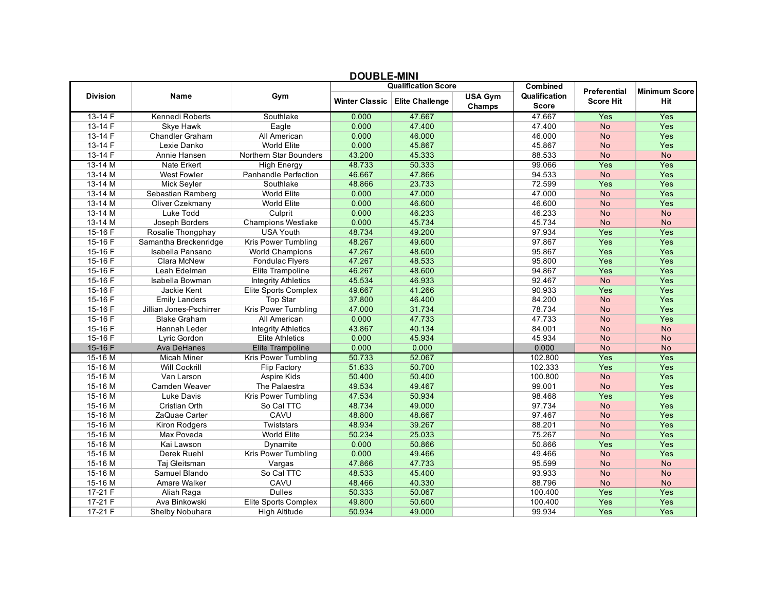## DOUBLE-MINI

| Division | Name | Gym | Qualification Score | | | Combined Qualification Score | Preferential Score Hit | Minimum Score Hit |
|---|---|---|---|---|---|---|---|---|
| | | | Winter Classic | Elite Challenge | USA Gym Champs | | | |
| 13-14 F | Kennedi Roberts | Southlake | 0.000 | 47.667 | | 47.667 | Yes | Yes |
| 13-14 F | Skye Hawk | Eagle | 0.000 | 47.400 | | 47.400 | No | Yes |
| 13-14 F | Chandler Graham | All American | 0.000 | 46.000 | | 46.000 | No | Yes |
| 13-14 F | Lexie Danko | World Elite | 0.000 | 45.867 | | 45.867 | No | Yes |
| 13-14 F | Annie Hansen | Northern Star Bounders | 43.200 | 45.333 | | 88.533 | No | No |
| 13-14 M | Nate Erkert | High Energy | 48.733 | 50.333 | | 99.066 | Yes | Yes |
| 13-14 M | West Fowler | Panhandle Perfection | 46.667 | 47.866 | | 94.533 | No | Yes |
| 13-14 M | Mick Seyler | Southlake | 48.866 | 23.733 | | 72.599 | Yes | Yes |
| 13-14 M | Sebastian Ramberg | World Elite | 0.000 | 47.000 | | 47.000 | No | Yes |
| 13-14 M | Oliver Czekmany | World Elite | 0.000 | 46.600 | | 46.600 | No | Yes |
| 13-14 M | Luke Todd | Culprit | 0.000 | 46.233 | | 46.233 | No | No |
| 13-14 M | Joseph Borders | Champions Westlake | 0.000 | 45.734 | | 45.734 | No | No |
| 15-16 F | Rosalie Thongphay | USA Youth | 48.734 | 49.200 | | 97.934 | Yes | Yes |
| 15-16 F | Samantha Breckenridge | Kris Power Tumbling | 48.267 | 49.600 | | 97.867 | Yes | Yes |
| 15-16 F | Isabella Pansano | World Champions | 47.267 | 48.600 | | 95.867 | Yes | Yes |
| 15-16 F | Clara McNew | Fondulac Flyers | 47.267 | 48.533 | | 95.800 | Yes | Yes |
| 15-16 F | Leah Edelman | Elite Trampoline | 46.267 | 48.600 | | 94.867 | Yes | Yes |
| 15-16 F | Isabella Bowman | Integrity Athletics | 45.534 | 46.933 | | 92.467 | No | Yes |
| 15-16 F | Jackie Kent | Elite Sports Complex | 49.667 | 41.266 | | 90.933 | Yes | Yes |
| 15-16 F | Emily Landers | Top Star | 37.800 | 46.400 | | 84.200 | No | Yes |
| 15-16 F | Jillian Jones-Pschirrer | Kris Power Tumbling | 47.000 | 31.734 | | 78.734 | No | Yes |
| 15-16 F | Blake Graham | All American | 0.000 | 47.733 | | 47.733 | No | Yes |
| 15-16 F | Hannah Leder | Integrity Athletics | 43.867 | 40.134 | | 84.001 | No | No |
| 15-16 F | Lyric Gordon | Elite Athletics | 0.000 | 45.934 | | 45.934 | No | No |
| 15-16 F | Ava DeHanes | Elite Trampoline | 0.000 | 0.000 | | 0.000 | No | No |
| 15-16 M | Micah Miner | Kris Power Tumbling | 50.733 | 52.067 | | 102.800 | Yes | Yes |
| 15-16 M | Will Cockrill | Flip Factory | 51.633 | 50.700 | | 102.333 | Yes | Yes |
| 15-16 M | Van Larson | Aspire Kids | 50.400 | 50.400 | | 100.800 | No | Yes |
| 15-16 M | Camden Weaver | The Palaestra | 49.534 | 49.467 | | 99.001 | No | Yes |
| 15-16 M | Luke Davis | Kris Power Tumbling | 47.534 | 50.934 | | 98.468 | Yes | Yes |
| 15-16 M | Cristian Orth | So Cal TTC | 48.734 | 49.000 | | 97.734 | No | Yes |
| 15-16 M | ZaQuae Carter | CAVU | 48.800 | 48.667 | | 97.467 | No | Yes |
| 15-16 M | Kiron Rodgers | Twiststars | 48.934 | 39.267 | | 88.201 | No | Yes |
| 15-16 M | Max Poveda | World Elite | 50.234 | 25.033 | | 75.267 | No | Yes |
| 15-16 M | Kai Lawson | Dynamite | 0.000 | 50.866 | | 50.866 | Yes | Yes |
| 15-16 M | Derek Ruehl | Kris Power Tumbling | 0.000 | 49.466 | | 49.466 | No | Yes |
| 15-16 M | Taj Gleitsman | Vargas | 47.866 | 47.733 | | 95.599 | No | No |
| 15-16 M | Samuel Blando | So Cal TTC | 48.533 | 45.400 | | 93.933 | No | No |
| 15-16 M | Amare Walker | CAVU | 48.466 | 40.330 | | 88.796 | No | No |
| 17-21 F | Aliah Raga | Dulles | 50.333 | 50.067 | | 100.400 | Yes | Yes |
| 17-21 F | Ava Binkowski | Elite Sports Complex | 49.800 | 50.600 | | 100.400 | Yes | Yes |
| 17-21 F | Shelby Nobuhara | High Altitude | 50.934 | 49.000 | | 99.934 | Yes | Yes |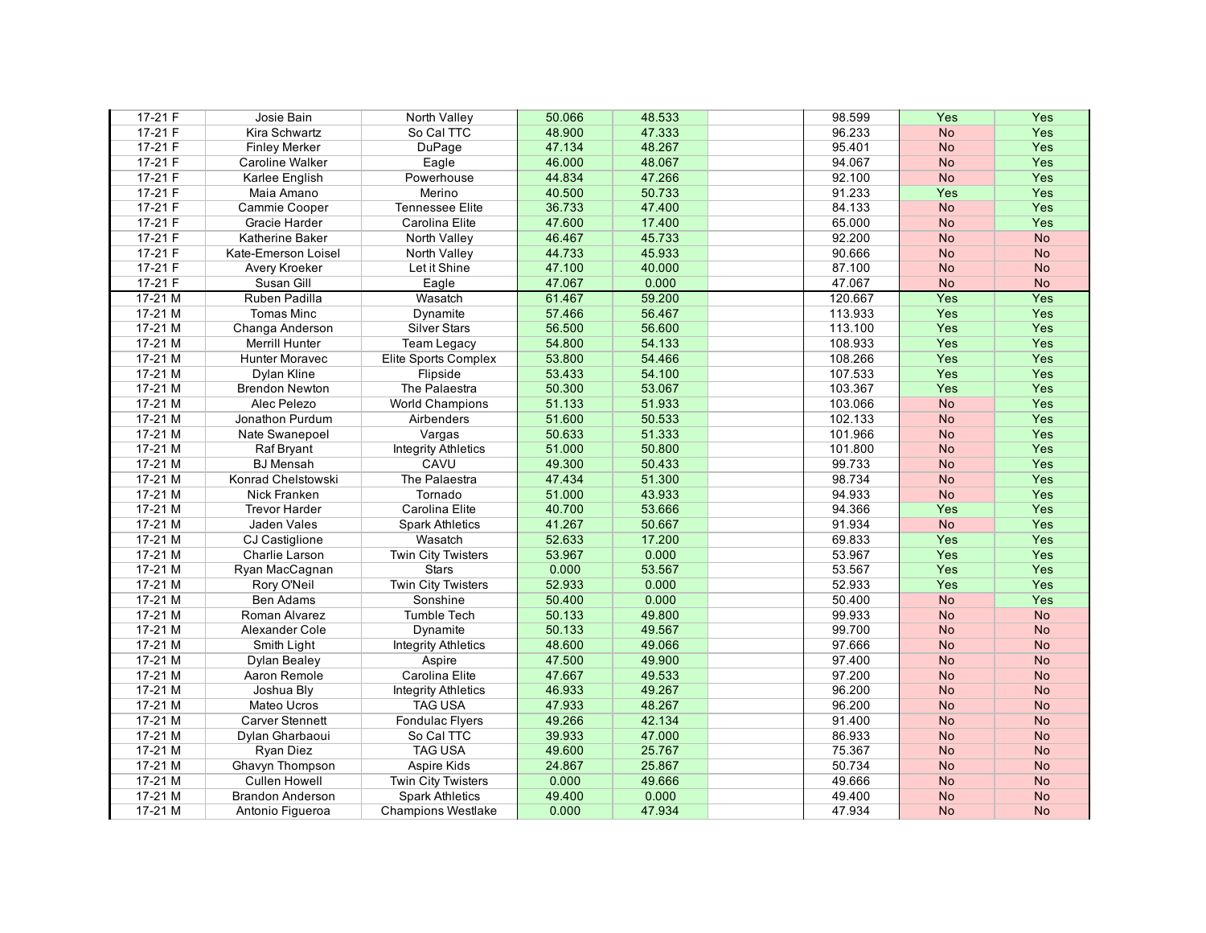| | | | | | | | | |
|---|---|---|---|---|---|---|---|---|
| 17-21 F | Josie Bain | North Valley | 50.066 | 48.533 | | 98.599 | Yes | Yes |
| 17-21 F | Kira Schwartz | So Cal TTC | 48.900 | 47.333 | | 96.233 | No | Yes |
| 17-21 F | Finley Merker | DuPage | 47.134 | 48.267 | | 95.401 | No | Yes |
| 17-21 F | Caroline Walker | Eagle | 46.000 | 48.067 | | 94.067 | No | Yes |
| 17-21 F | Karlee English | Powerhouse | 44.834 | 47.266 | | 92.100 | No | Yes |
| 17-21 F | Maia Amano | Merino | 40.500 | 50.733 | | 91.233 | Yes | Yes |
| 17-21 F | Cammie Cooper | Tennessee Elite | 36.733 | 47.400 | | 84.133 | No | Yes |
| 17-21 F | Gracie Harder | Carolina Elite | 47.600 | 17.400 | | 65.000 | No | Yes |
| 17-21 F | Katherine Baker | North Valley | 46.467 | 45.733 | | 92.200 | No | No |
| 17-21 F | Kate-Emerson Loisel | North Valley | 44.733 | 45.933 | | 90.666 | No | No |
| 17-21 F | Avery Kroeker | Let it Shine | 47.100 | 40.000 | | 87.100 | No | No |
| 17-21 F | Susan Gill | Eagle | 47.067 | 0.000 | | 47.067 | No | No |
| 17-21 M | Ruben Padilla | Wasatch | 61.467 | 59.200 | | 120.667 | Yes | Yes |
| 17-21 M | Tomas Minc | Dynamite | 57.466 | 56.467 | | 113.933 | Yes | Yes |
| 17-21 M | Changa Anderson | Silver Stars | 56.500 | 56.600 | | 113.100 | Yes | Yes |
| 17-21 M | Merrill Hunter | Team Legacy | 54.800 | 54.133 | | 108.933 | Yes | Yes |
| 17-21 M | Hunter Moravec | Elite Sports Complex | 53.800 | 54.466 | | 108.266 | Yes | Yes |
| 17-21 M | Dylan Kline | Flipside | 53.433 | 54.100 | | 107.533 | Yes | Yes |
| 17-21 M | Brendon Newton | The Palaestra | 50.300 | 53.067 | | 103.367 | Yes | Yes |
| 17-21 M | Alec Pelezo | World Champions | 51.133 | 51.933 | | 103.066 | No | Yes |
| 17-21 M | Jonathon Purdum | Airbenders | 51.600 | 50.533 | | 102.133 | No | Yes |
| 17-21 M | Nate Swanepoel | Vargas | 50.633 | 51.333 | | 101.966 | No | Yes |
| 17-21 M | Raf Bryant | Integrity Athletics | 51.000 | 50.800 | | 101.800 | No | Yes |
| 17-21 M | BJ Mensah | CAVU | 49.300 | 50.433 | | 99.733 | No | Yes |
| 17-21 M | Konrad Chelstowski | The Palaestra | 47.434 | 51.300 | | 98.734 | No | Yes |
| 17-21 M | Nick Franken | Tornado | 51.000 | 43.933 | | 94.933 | No | Yes |
| 17-21 M | Trevor Harder | Carolina Elite | 40.700 | 53.666 | | 94.366 | Yes | Yes |
| 17-21 M | Jaden Vales | Spark Athletics | 41.267 | 50.667 | | 91.934 | No | Yes |
| 17-21 M | CJ Castiglione | Wasatch | 52.633 | 17.200 | | 69.833 | Yes | Yes |
| 17-21 M | Charlie Larson | Twin City Twisters | 53.967 | 0.000 | | 53.967 | Yes | Yes |
| 17-21 M | Ryan MacCagnan | Stars | 0.000 | 53.567 | | 53.567 | Yes | Yes |
| 17-21 M | Rory O'Neil | Twin City Twisters | 52.933 | 0.000 | | 52.933 | Yes | Yes |
| 17-21 M | Ben Adams | Sonshine | 50.400 | 0.000 | | 50.400 | No | Yes |
| 17-21 M | Roman Alvarez | Tumble Tech | 50.133 | 49.800 | | 99.933 | No | No |
| 17-21 M | Alexander Cole | Dynamite | 50.133 | 49.567 | | 99.700 | No | No |
| 17-21 M | Smith Light | Integrity Athletics | 48.600 | 49.066 | | 97.666 | No | No |
| 17-21 M | Dylan Bealey | Aspire | 47.500 | 49.900 | | 97.400 | No | No |
| 17-21 M | Aaron Remole | Carolina Elite | 47.667 | 49.533 | | 97.200 | No | No |
| 17-21 M | Joshua Bly | Integrity Athletics | 46.933 | 49.267 | | 96.200 | No | No |
| 17-21 M | Mateo Ucros | TAG USA | 47.933 | 48.267 | | 96.200 | No | No |
| 17-21 M | Carver Stennett | Fondulac Flyers | 49.266 | 42.134 | | 91.400 | No | No |
| 17-21 M | Dylan Gharbaoui | So Cal TTC | 39.933 | 47.000 | | 86.933 | No | No |
| 17-21 M | Ryan Diez | TAG USA | 49.600 | 25.767 | | 75.367 | No | No |
| 17-21 M | Ghavyn Thompson | Aspire Kids | 24.867 | 25.867 | | 50.734 | No | No |
| 17-21 M | Cullen Howell | Twin City Twisters | 0.000 | 49.666 | | 49.666 | No | No |
| 17-21 M | Brandon Anderson | Spark Athletics | 49.400 | 0.000 | | 49.400 | No | No |
| 17-21 M | Antonio Figueroa | Champions Westlake | 0.000 | 47.934 | | 47.934 | No | No |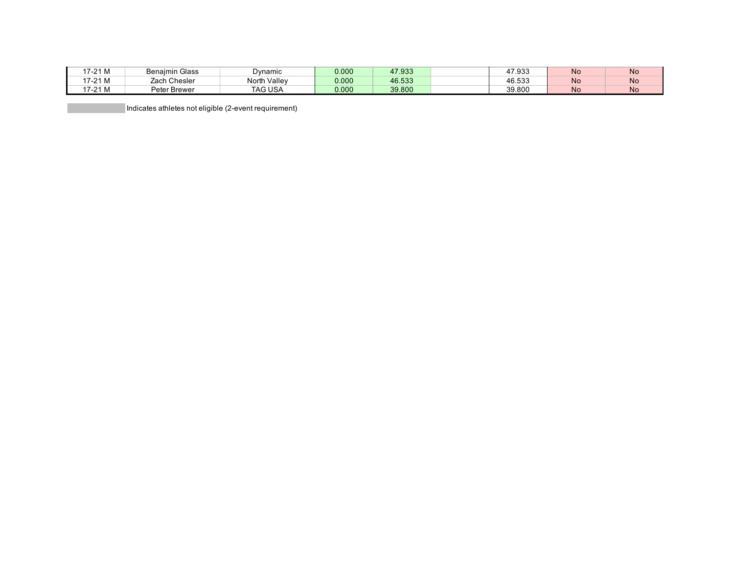| | | | | | | | | |
|---|---|---|---|---|---|---|---|---|
| 17-21 M | Benajmin Glass | Dynamic | 0.000 | 47.933 | | 47.933 | No | No |
| 17-21 M | Zach Chesler | North Valley | 0.000 | 46.533 | | 46.533 | No | No |
| 17-21 M | Peter Brewer | TAG USA | 0.000 | 39.800 | | 39.800 | No | No |

Indicates athletes not eligible (2-event requirement)